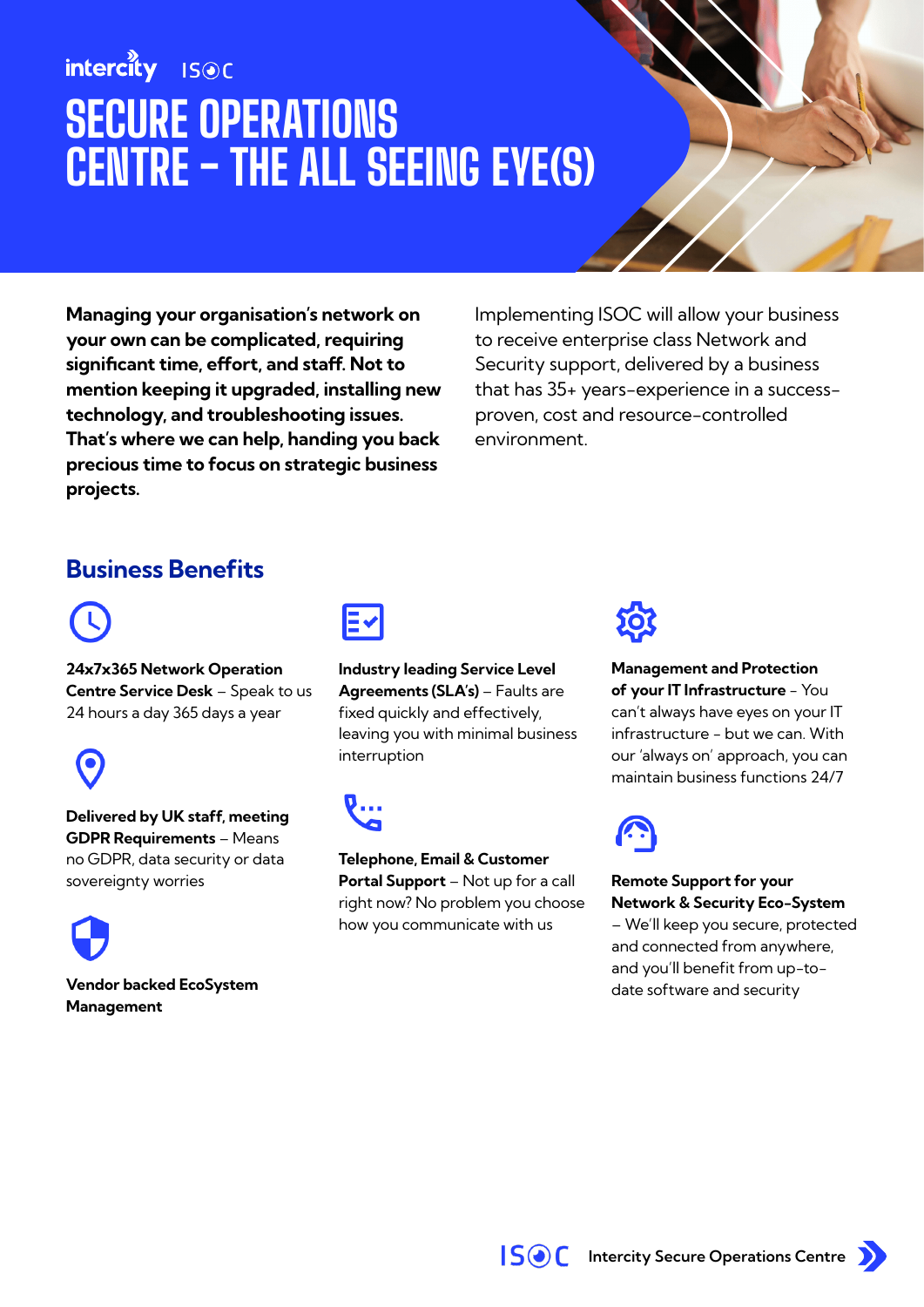intercity ISOC

# SECURE OPERATIONS CENTRE – THE ALL SEEING EYE(S)

**Managing your organisation's network on your own can be complicated, requiring significant time, effort, and staff. Not to mention keeping it upgraded, installing new technology, and troubleshooting issues. That's where we can help, handing you back precious time to focus on strategic business projects.**

Implementing ISOC will allow your business to receive enterprise class Network and Security support, delivered by a business that has 35+ years-experience in a success-proven, cost and resource-controlled environment.

## Business Benefits

**24x7x365 Network Operation Centre Service Desk** – Speak to us 24 hours a day 365 days a year

**Delivered by UK staff, meeting GDPR Requirements** – Means no GDPR, data security or data sovereignty worries

**Vendor backed EcoSystem Management**

**Industry leading Service Level Agreements (SLA's)** – Faults are fixed quickly and effectively, leaving you with minimal business interruption

**Telephone, Email & Customer Portal Support** – Not up for a call right now? No problem you choose how you communicate with us

**Management and Protection of your IT Infrastructure** – You can't always have eyes on your IT infrastructure – but we can. With our 'always on' approach, you can maintain business functions 24/7

**Remote Support for your Network & Security Eco-System** – We'll keep you secure, protected and connected from anywhere, and you'll benefit from up-to-date software and security

ISOC Intercity Secure Operations Centre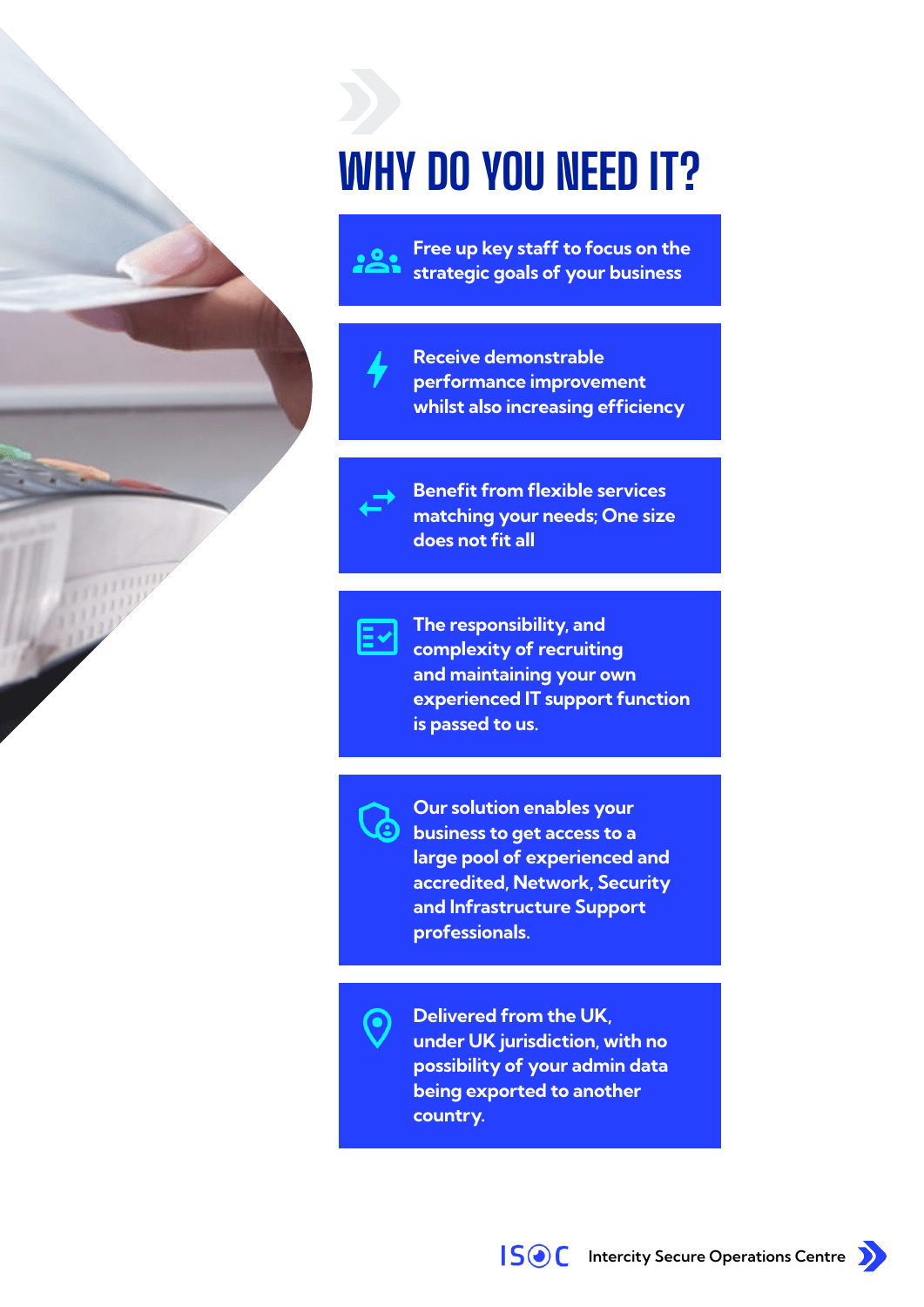# WHY DO YOU NEED IT?

- Free up key staff to focus on the strategic goals of your business
- Receive demonstrable performance improvement whilst also increasing efficiency
- Benefit from flexible services matching your needs; One size does not fit all
- The responsibility, and complexity of recruiting and maintaining your own experienced IT support function is passed to us.
- Our solution enables your business to get access to a large pool of experienced and accredited, Network, Security and Infrastructure Support professionals.
- Delivered from the UK, under UK jurisdiction, with no possibility of your admin data being exported to another country.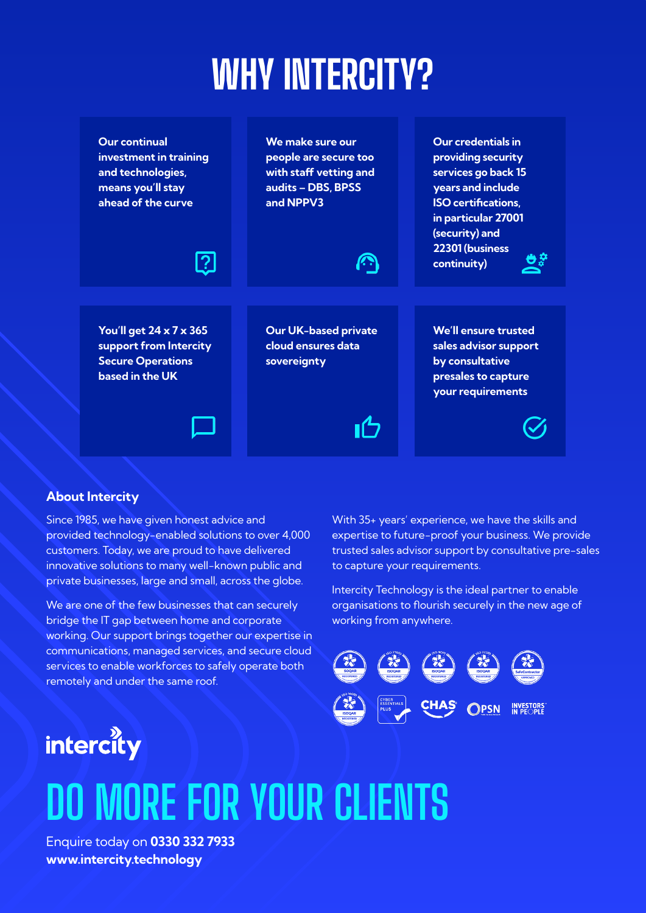# WHY INTERCITY?

**Our continual investment in training and technologies, means you'll stay ahead of the curve**

**We make sure our people are secure too with staff vetting and audits – DBS, BPSS and NPPV3**

**Our credentials in providing security services go back 15 years and include ISO certifications, in particular 27001 (security) and 22301 (business continuity)**

**You'll get 24 x 7 x 365 support from Intercity Secure Operations based in the UK**

**Our UK-based private cloud ensures data sovereignty**

**We'll ensure trusted sales advisor support by consultative presales to capture your requirements**

### About Intercity

Since 1985, we have given honest advice and provided technology-enabled solutions to over 4,000 customers. Today, we are proud to have delivered innovative solutions to many well-known public and private businesses, large and small, across the globe.

We are one of the few businesses that can securely bridge the IT gap between home and corporate working. Our support brings together our expertise in communications, managed services, and secure cloud services to enable workforces to safely operate both remotely and under the same roof.

With 35+ years' experience, we have the skills and expertise to future-proof your business. We provide trusted sales advisor support by consultative pre-sales to capture your requirements.

Intercity Technology is the ideal partner to enable organisations to flourish securely in the new age of working from anywhere.

intercity

# DO MORE FOR YOUR CLIENTS

Enquire today on **0330 332 7933**
**www.intercity.technology**